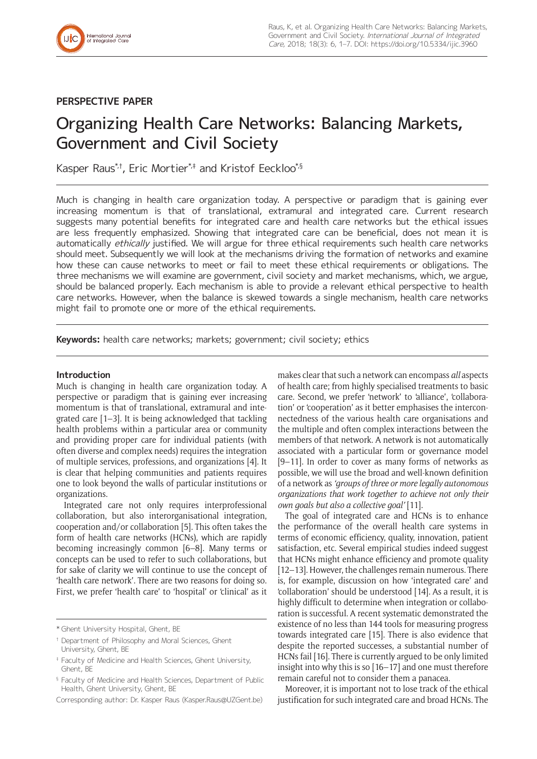## PERSPECTIVE PAPER

# Organizing Health Care Networks: Balancing Markets, Government and Civil Society

Kasper Raus[*,†], Eric Mortier[*,‡] and Kristof Eeckloo[*,§]

Much is changing in health care organization today. A perspective or paradigm that is gaining ever increasing momentum is that of translational, extramural and integrated care. Current research suggests many potential benefits for integrated care and health care networks but the ethical issues are less frequently emphasized. Showing that integrated care can be beneficial, does not mean it is automatically *ethically* justified. We will argue for three ethical requirements such health care networks should meet. Subsequently we will look at the mechanisms driving the formation of networks and examine how these can cause networks to meet or fail to meet these ethical requirements or obligations. The three mechanisms we will examine are government, civil society and market mechanisms, which, we argue, should be balanced properly. Each mechanism is able to provide a relevant ethical perspective to health care networks. However, when the balance is skewed towards a single mechanism, health care networks might fail to promote one or more of the ethical requirements.

**Keywords:** health care networks; markets; government; civil society; ethics

### Introduction

Much is changing in health care organization today. A perspective or paradigm that is gaining ever increasing momentum is that of translational, extramural and integrated care [1–3]. It is being acknowledged that tackling health problems within a particular area or community and providing proper care for individual patients (with often diverse and complex needs) requires the integration of multiple services, professions, and organizations [4]. It is clear that helping communities and patients requires one to look beyond the walls of particular institutions or organizations.

Integrated care not only requires interprofessional collaboration, but also interorganisational integration, cooperation and/or collaboration [5]. This often takes the form of health care networks (HCNs), which are rapidly becoming increasingly common [6–8]. Many terms or concepts can be used to refer to such collaborations, but for sake of clarity we will continue to use the concept of 'health care network'. There are two reasons for doing so. First, we prefer 'health care' to 'hospital' or 'clinical' as it makes clear that such a network can encompass *all* aspects of health care; from highly specialised treatments to basic care. Second, we prefer 'network' to 'alliance', 'collaboration' or 'cooperation' as it better emphasises the interconnectedness of the various health care organisations and the multiple and often complex interactions between the members of that network. A network is not automatically associated with a particular form or governance model [9–11]. In order to cover as many forms of networks as possible, we will use the broad and well-known definition of a network as *'groups of three or more legally autonomous organizations that work together to achieve not only their own goals but also a collective goal'* [11].

The goal of integrated care and HCNs is to enhance the performance of the overall health care systems in terms of economic efficiency, quality, innovation, patient satisfaction, etc. Several empirical studies indeed suggest that HCNs might enhance efficiency and promote quality [12–13]. However, the challenges remain numerous. There is, for example, discussion on how 'integrated care' and 'collaboration' should be understood [14]. As a result, it is highly difficult to determine when integration or collaboration is successful. A recent systematic demonstrated the existence of no less than 144 tools for measuring progress towards integrated care [15]. There is also evidence that despite the reported successes, a substantial number of HCNs fail [16]. There is currently argued to be only limited insight into why this is so [16–17] and one must therefore remain careful not to consider them a panacea.

Moreover, it is important not to lose track of the ethical justification for such integrated care and broad HCNs. The

[*] Ghent University Hospital, Ghent, BE

[†] Department of Philosophy and Moral Sciences, Ghent University, Ghent, BE

[‡] Faculty of Medicine and Health Sciences, Ghent University, Ghent, BE

[§] Faculty of Medicine and Health Sciences, Department of Public Health, Ghent University, Ghent, BE

Corresponding author: Dr. Kasper Raus (Kasper.Raus@UZGent.be)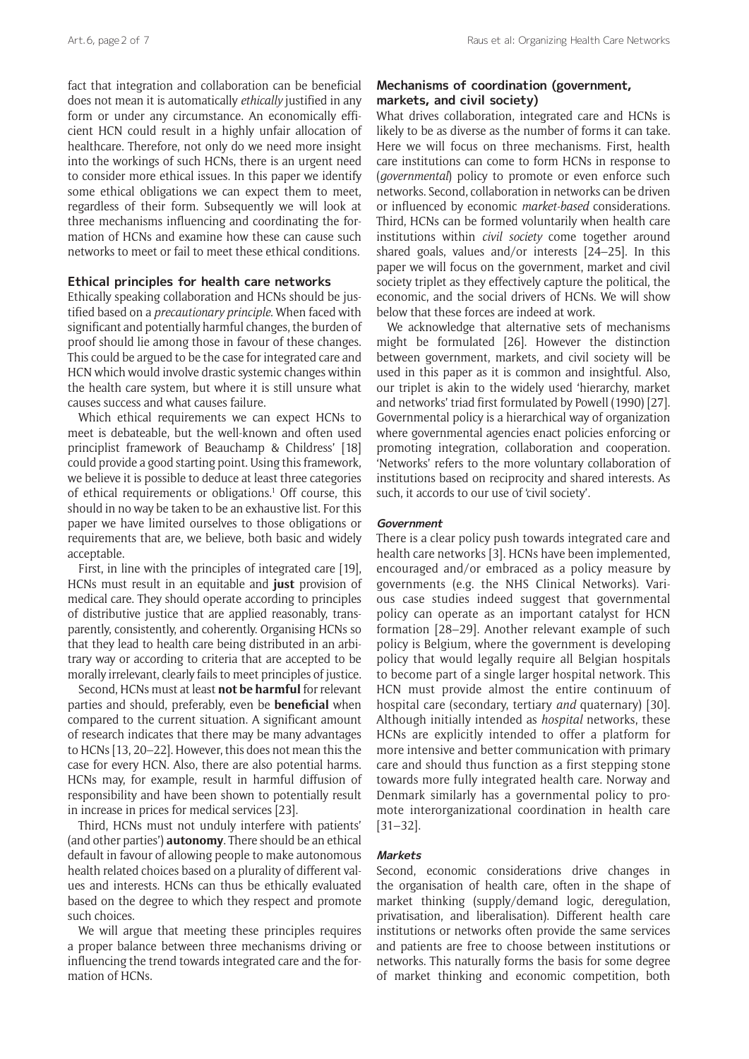fact that integration and collaboration can be beneficial does not mean it is automatically *ethically* justified in any form or under any circumstance. An economically efficient HCN could result in a highly unfair allocation of healthcare. Therefore, not only do we need more insight into the workings of such HCNs, there is an urgent need to consider more ethical issues. In this paper we identify some ethical obligations we can expect them to meet, regardless of their form. Subsequently we will look at three mechanisms influencing and coordinating the formation of HCNs and examine how these can cause such networks to meet or fail to meet these ethical conditions.

## Ethical principles for health care networks

Ethically speaking collaboration and HCNs should be justified based on a *precautionary principle*. When faced with significant and potentially harmful changes, the burden of proof should lie among those in favour of these changes. This could be argued to be the case for integrated care and HCN which would involve drastic systemic changes within the health care system, but where it is still unsure what causes success and what causes failure.

Which ethical requirements we can expect HCNs to meet is debateable, but the well-known and often used principlist framework of Beauchamp & Childress' [18] could provide a good starting point. Using this framework, we believe it is possible to deduce at least three categories of ethical requirements or obligations.[1] Off course, this should in no way be taken to be an exhaustive list. For this paper we have limited ourselves to those obligations or requirements that are, we believe, both basic and widely acceptable.

First, in line with the principles of integrated care [19], HCNs must result in an equitable and **just** provision of medical care. They should operate according to principles of distributive justice that are applied reasonably, transparently, consistently, and coherently. Organising HCNs so that they lead to health care being distributed in an arbitrary way or according to criteria that are accepted to be morally irrelevant, clearly fails to meet principles of justice.

Second, HCNs must at least **not be harmful** for relevant parties and should, preferably, even be **beneficial** when compared to the current situation. A significant amount of research indicates that there may be many advantages to HCNs [13, 20–22]. However, this does not mean this the case for every HCN. Also, there are also potential harms. HCNs may, for example, result in harmful diffusion of responsibility and have been shown to potentially result in increase in prices for medical services [23].

Third, HCNs must not unduly interfere with patients' (and other parties') **autonomy**. There should be an ethical default in favour of allowing people to make autonomous health related choices based on a plurality of different values and interests. HCNs can thus be ethically evaluated based on the degree to which they respect and promote such choices.

We will argue that meeting these principles requires a proper balance between three mechanisms driving or influencing the trend towards integrated care and the formation of HCNs.

## Mechanisms of coordination (government, markets, and civil society)

What drives collaboration, integrated care and HCNs is likely to be as diverse as the number of forms it can take. Here we will focus on three mechanisms. First, health care institutions can come to form HCNs in response to (*governmental*) policy to promote or even enforce such networks. Second, collaboration in networks can be driven or influenced by economic *market-based* considerations. Third, HCNs can be formed voluntarily when health care institutions within *civil society* come together around shared goals, values and/or interests [24–25]. In this paper we will focus on the government, market and civil society triplet as they effectively capture the political, the economic, and the social drivers of HCNs. We will show below that these forces are indeed at work.

We acknowledge that alternative sets of mechanisms might be formulated [26]. However the distinction between government, markets, and civil society will be used in this paper as it is common and insightful. Also, our triplet is akin to the widely used 'hierarchy, market and networks' triad first formulated by Powell (1990) [27]. Governmental policy is a hierarchical way of organization where governmental agencies enact policies enforcing or promoting integration, collaboration and cooperation. 'Networks' refers to the more voluntary collaboration of institutions based on reciprocity and shared interests. As such, it accords to our use of 'civil society'.

### Government

There is a clear policy push towards integrated care and health care networks [3]. HCNs have been implemented, encouraged and/or embraced as a policy measure by governments (e.g. the NHS Clinical Networks). Various case studies indeed suggest that governmental policy can operate as an important catalyst for HCN formation [28–29]. Another relevant example of such policy is Belgium, where the government is developing policy that would legally require all Belgian hospitals to become part of a single larger hospital network. This HCN must provide almost the entire continuum of hospital care (secondary, tertiary *and* quaternary) [30]. Although initially intended as *hospital* networks, these HCNs are explicitly intended to offer a platform for more intensive and better communication with primary care and should thus function as a first stepping stone towards more fully integrated health care. Norway and Denmark similarly has a governmental policy to promote interorganizational coordination in health care [31–32].

### Markets

Second, economic considerations drive changes in the organisation of health care, often in the shape of market thinking (supply/demand logic, deregulation, privatisation, and liberalisation). Different health care institutions or networks often provide the same services and patients are free to choose between institutions or networks. This naturally forms the basis for some degree of market thinking and economic competition, both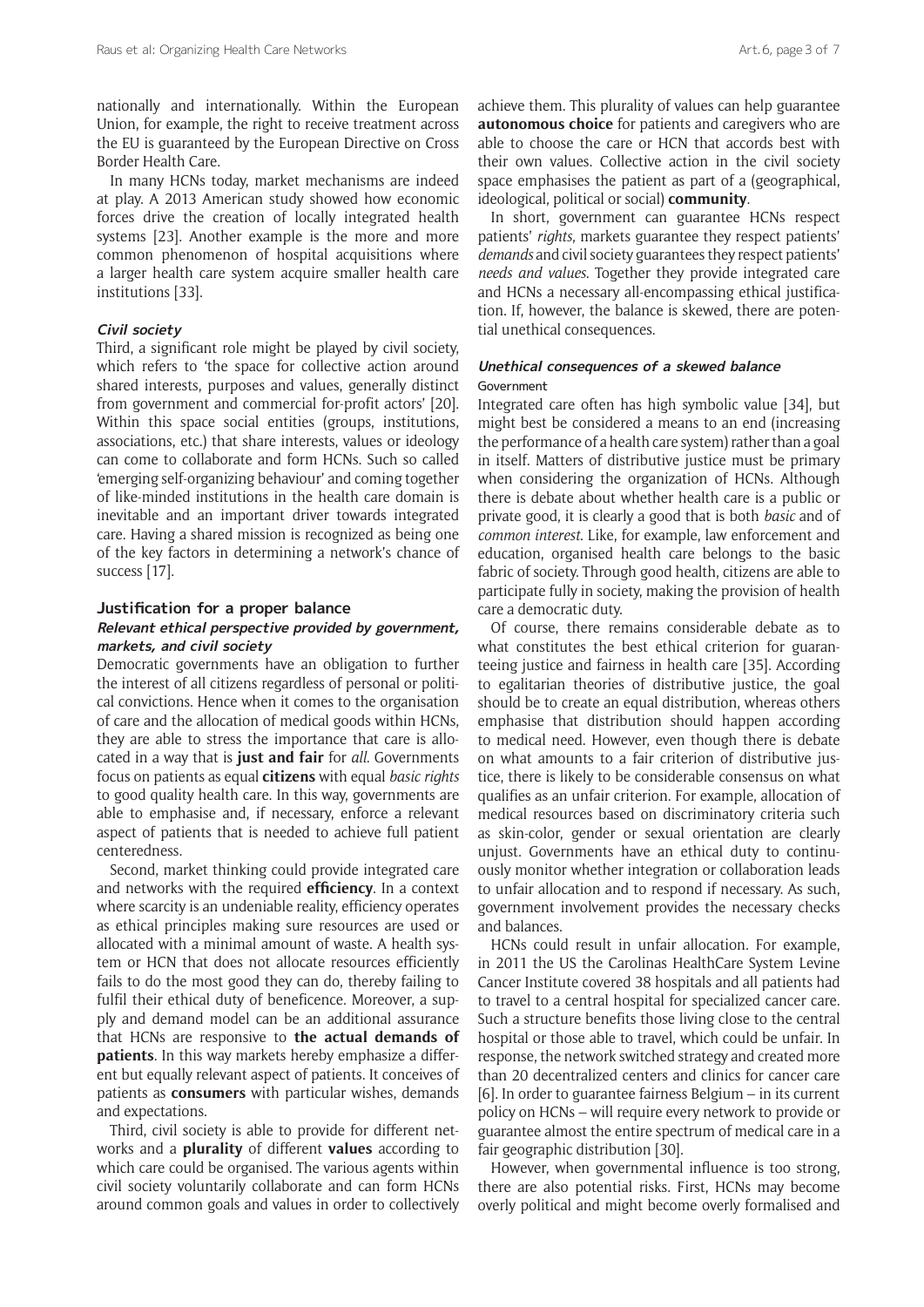nationally and internationally. Within the European Union, for example, the right to receive treatment across the EU is guaranteed by the European Directive on Cross Border Health Care.

In many HCNs today, market mechanisms are indeed at play. A 2013 American study showed how economic forces drive the creation of locally integrated health systems [23]. Another example is the more and more common phenomenon of hospital acquisitions where a larger health care system acquire smaller health care institutions [33].

#### *Civil society*

Third, a significant role might be played by civil society, which refers to 'the space for collective action around shared interests, purposes and values, generally distinct from government and commercial for-profit actors' [20]. Within this space social entities (groups, institutions, associations, etc.) that share interests, values or ideology can come to collaborate and form HCNs. Such so called 'emerging self-organizing behaviour' and coming together of like-minded institutions in the health care domain is inevitable and an important driver towards integrated care. Having a shared mission is recognized as being one of the key factors in determining a network's chance of success [17].

## Justification for a proper balance

### *Relevant ethical perspective provided by government, markets, and civil society*

Democratic governments have an obligation to further the interest of all citizens regardless of personal or political convictions. Hence when it comes to the organisation of care and the allocation of medical goods within HCNs, they are able to stress the importance that care is allocated in a way that is **just and fair** for *all*. Governments focus on patients as equal **citizens** with equal *basic rights* to good quality health care. In this way, governments are able to emphasise and, if necessary, enforce a relevant aspect of patients that is needed to achieve full patient centeredness.

Second, market thinking could provide integrated care and networks with the required **efficiency**. In a context where scarcity is an undeniable reality, efficiency operates as ethical principles making sure resources are used or allocated with a minimal amount of waste. A health system or HCN that does not allocate resources efficiently fails to do the most good they can do, thereby failing to fulfil their ethical duty of beneficence. Moreover, a supply and demand model can be an additional assurance that HCNs are responsive to **the actual demands of patients**. In this way markets hereby emphasize a different but equally relevant aspect of patients. It conceives of patients as **consumers** with particular wishes, demands and expectations.

Third, civil society is able to provide for different networks and a **plurality** of different **values** according to which care could be organised. The various agents within civil society voluntarily collaborate and can form HCNs around common goals and values in order to collectively achieve them. This plurality of values can help guarantee **autonomous choice** for patients and caregivers who are able to choose the care or HCN that accords best with their own values. Collective action in the civil society space emphasises the patient as part of a (geographical, ideological, political or social) **community**.

In short, government can guarantee HCNs respect patients' *rights*, markets guarantee they respect patients' *demands* and civil society guarantees they respect patients' *needs and values*. Together they provide integrated care and HCNs a necessary all-encompassing ethical justification. If, however, the balance is skewed, there are potential unethical consequences.

### *Unethical consequences of a skewed balance*

#### Government

Integrated care often has high symbolic value [34], but might best be considered a means to an end (increasing the performance of a health care system) rather than a goal in itself. Matters of distributive justice must be primary when considering the organization of HCNs. Although there is debate about whether health care is a public or private good, it is clearly a good that is both *basic* and of *common interest*. Like, for example, law enforcement and education, organised health care belongs to the basic fabric of society. Through good health, citizens are able to participate fully in society, making the provision of health care a democratic duty.

Of course, there remains considerable debate as to what constitutes the best ethical criterion for guaranteeing justice and fairness in health care [35]. According to egalitarian theories of distributive justice, the goal should be to create an equal distribution, whereas others emphasise that distribution should happen according to medical need. However, even though there is debate on what amounts to a fair criterion of distributive justice, there is likely to be considerable consensus on what qualifies as an unfair criterion. For example, allocation of medical resources based on discriminatory criteria such as skin-color, gender or sexual orientation are clearly unjust. Governments have an ethical duty to continuously monitor whether integration or collaboration leads to unfair allocation and to respond if necessary. As such, government involvement provides the necessary checks and balances.

HCNs could result in unfair allocation. For example, in 2011 the US the Carolinas HealthCare System Levine Cancer Institute covered 38 hospitals and all patients had to travel to a central hospital for specialized cancer care. Such a structure benefits those living close to the central hospital or those able to travel, which could be unfair. In response, the network switched strategy and created more than 20 decentralized centers and clinics for cancer care [6]. In order to guarantee fairness Belgium – in its current policy on HCNs – will require every network to provide or guarantee almost the entire spectrum of medical care in a fair geographic distribution [30].

However, when governmental influence is too strong, there are also potential risks. First, HCNs may become overly political and might become overly formalised and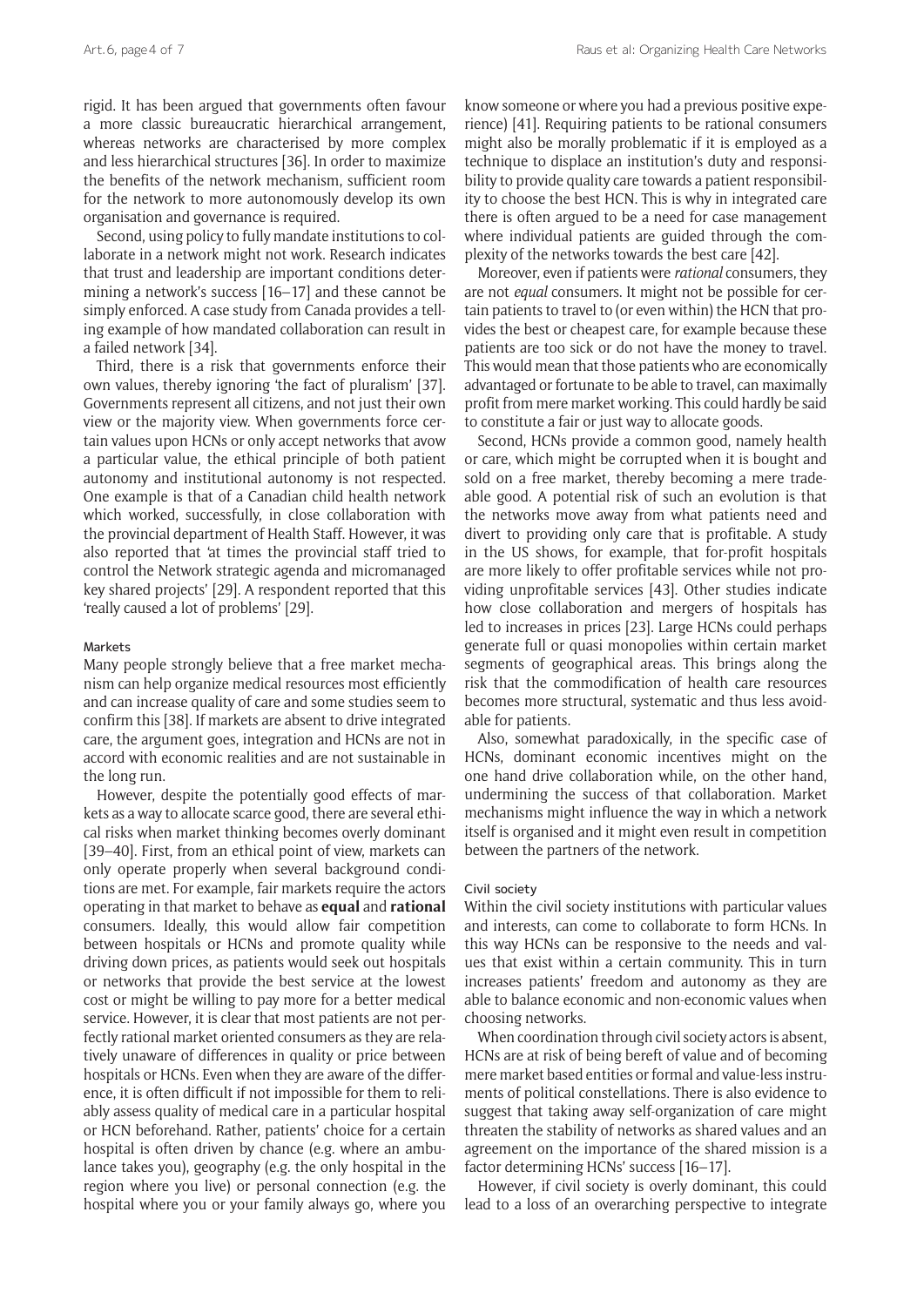rigid. It has been argued that governments often favour a more classic bureaucratic hierarchical arrangement, whereas networks are characterised by more complex and less hierarchical structures [36]. In order to maximize the benefits of the network mechanism, sufficient room for the network to more autonomously develop its own organisation and governance is required.

Second, using policy to fully mandate institutions to collaborate in a network might not work. Research indicates that trust and leadership are important conditions determining a network's success [16–17] and these cannot be simply enforced. A case study from Canada provides a telling example of how mandated collaboration can result in a failed network [34].

Third, there is a risk that governments enforce their own values, thereby ignoring 'the fact of pluralism' [37]. Governments represent all citizens, and not just their own view or the majority view. When governments force certain values upon HCNs or only accept networks that avow a particular value, the ethical principle of both patient autonomy and institutional autonomy is not respected. One example is that of a Canadian child health network which worked, successfully, in close collaboration with the provincial department of Health Staff. However, it was also reported that 'at times the provincial staff tried to control the Network strategic agenda and micromanaged key shared projects' [29]. A respondent reported that this 'really caused a lot of problems' [29].

#### Markets

Many people strongly believe that a free market mechanism can help organize medical resources most efficiently and can increase quality of care and some studies seem to confirm this [38]. If markets are absent to drive integrated care, the argument goes, integration and HCNs are not in accord with economic realities and are not sustainable in the long run.

However, despite the potentially good effects of markets as a way to allocate scarce good, there are several ethical risks when market thinking becomes overly dominant [39–40]. First, from an ethical point of view, markets can only operate properly when several background conditions are met. For example, fair markets require the actors operating in that market to behave as **equal** and **rational** consumers. Ideally, this would allow fair competition between hospitals or HCNs and promote quality while driving down prices, as patients would seek out hospitals or networks that provide the best service at the lowest cost or might be willing to pay more for a better medical service. However, it is clear that most patients are not perfectly rational market oriented consumers as they are relatively unaware of differences in quality or price between hospitals or HCNs. Even when they are aware of the difference, it is often difficult if not impossible for them to reliably assess quality of medical care in a particular hospital or HCN beforehand. Rather, patients' choice for a certain hospital is often driven by chance (e.g. where an ambulance takes you), geography (e.g. the only hospital in the region where you live) or personal connection (e.g. the hospital where you or your family always go, where you know someone or where you had a previous positive experience) [41]. Requiring patients to be rational consumers might also be morally problematic if it is employed as a technique to displace an institution's duty and responsibility to provide quality care towards a patient responsibility to choose the best HCN. This is why in integrated care there is often argued to be a need for case management where individual patients are guided through the complexity of the networks towards the best care [42].

Moreover, even if patients were *rational* consumers, they are not *equal* consumers. It might not be possible for certain patients to travel to (or even within) the HCN that provides the best or cheapest care, for example because these patients are too sick or do not have the money to travel. This would mean that those patients who are economically advantaged or fortunate to be able to travel, can maximally profit from mere market working. This could hardly be said to constitute a fair or just way to allocate goods.

Second, HCNs provide a common good, namely health or care, which might be corrupted when it is bought and sold on a free market, thereby becoming a mere tradeable good. A potential risk of such an evolution is that the networks move away from what patients need and divert to providing only care that is profitable. A study in the US shows, for example, that for-profit hospitals are more likely to offer profitable services while not providing unprofitable services [43]. Other studies indicate how close collaboration and mergers of hospitals has led to increases in prices [23]. Large HCNs could perhaps generate full or quasi monopolies within certain market segments of geographical areas. This brings along the risk that the commodification of health care resources becomes more structural, systematic and thus less avoidable for patients.

Also, somewhat paradoxically, in the specific case of HCNs, dominant economic incentives might on the one hand drive collaboration while, on the other hand, undermining the success of that collaboration. Market mechanisms might influence the way in which a network itself is organised and it might even result in competition between the partners of the network.

#### Civil society

Within the civil society institutions with particular values and interests, can come to collaborate to form HCNs. In this way HCNs can be responsive to the needs and values that exist within a certain community. This in turn increases patients' freedom and autonomy as they are able to balance economic and non-economic values when choosing networks.

When coordination through civil society actors is absent, HCNs are at risk of being bereft of value and of becoming mere market based entities or formal and value-less instruments of political constellations. There is also evidence to suggest that taking away self-organization of care might threaten the stability of networks as shared values and an agreement on the importance of the shared mission is a factor determining HCNs' success [16–17].

However, if civil society is overly dominant, this could lead to a loss of an overarching perspective to integrate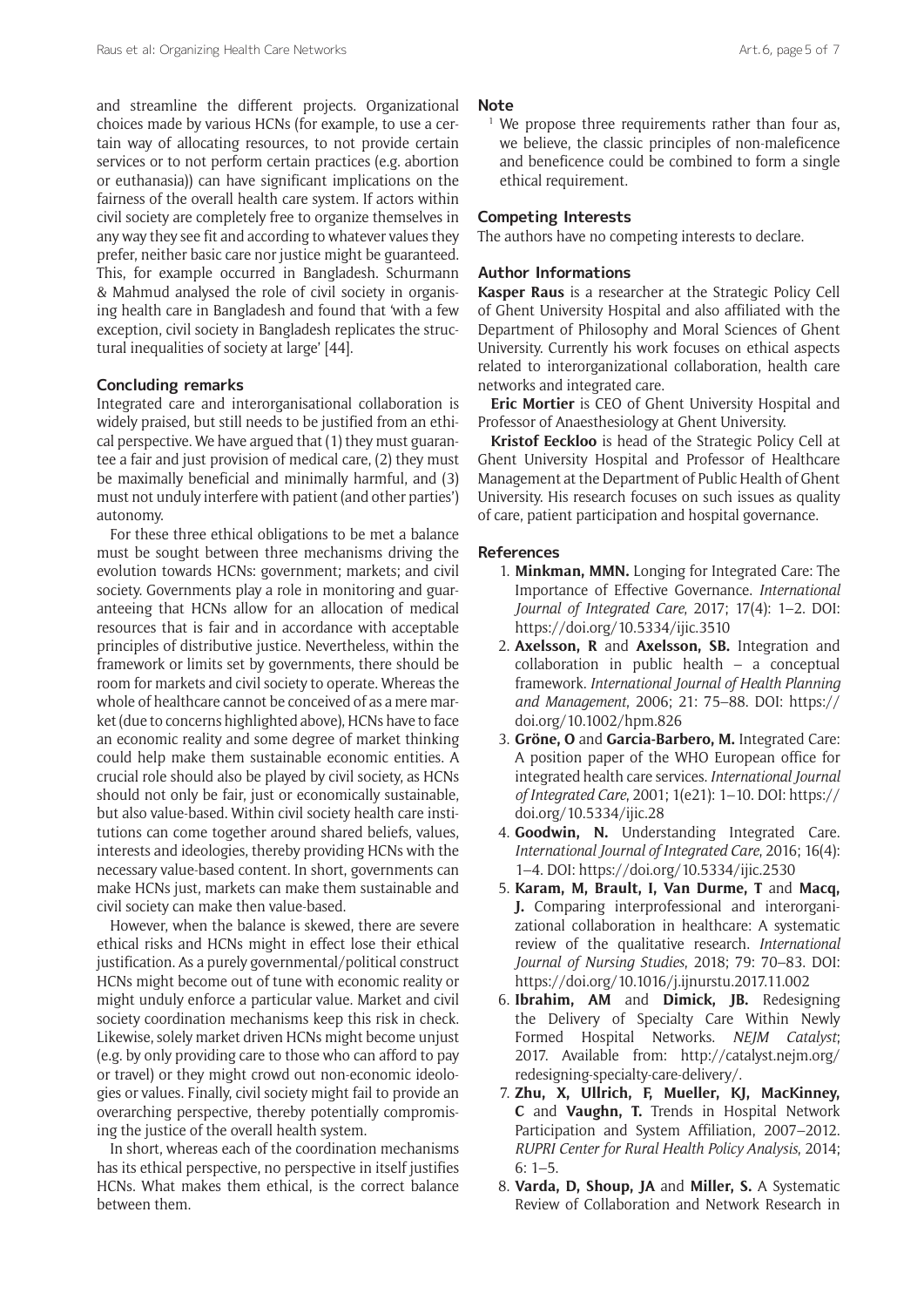and streamline the different projects. Organizational choices made by various HCNs (for example, to use a certain way of allocating resources, to not provide certain services or to not perform certain practices (e.g. abortion or euthanasia)) can have significant implications on the fairness of the overall health care system. If actors within civil society are completely free to organize themselves in any way they see fit and according to whatever values they prefer, neither basic care nor justice might be guaranteed. This, for example occurred in Bangladesh. Schurmann & Mahmud analysed the role of civil society in organising health care in Bangladesh and found that 'with a few exception, civil society in Bangladesh replicates the structural inequalities of society at large' [44].

## Concluding remarks

Integrated care and interorganisational collaboration is widely praised, but still needs to be justified from an ethical perspective. We have argued that (1) they must guarantee a fair and just provision of medical care, (2) they must be maximally beneficial and minimally harmful, and (3) must not unduly interfere with patient (and other parties') autonomy.

For these three ethical obligations to be met a balance must be sought between three mechanisms driving the evolution towards HCNs: government; markets; and civil society. Governments play a role in monitoring and guaranteeing that HCNs allow for an allocation of medical resources that is fair and in accordance with acceptable principles of distributive justice. Nevertheless, within the framework or limits set by governments, there should be room for markets and civil society to operate. Whereas the whole of healthcare cannot be conceived of as a mere market (due to concerns highlighted above), HCNs have to face an economic reality and some degree of market thinking could help make them sustainable economic entities. A crucial role should also be played by civil society, as HCNs should not only be fair, just or economically sustainable, but also value-based. Within civil society health care institutions can come together around shared beliefs, values, interests and ideologies, thereby providing HCNs with the necessary value-based content. In short, governments can make HCNs just, markets can make them sustainable and civil society can make then value-based.

However, when the balance is skewed, there are severe ethical risks and HCNs might in effect lose their ethical justification. As a purely governmental/political construct HCNs might become out of tune with economic reality or might unduly enforce a particular value. Market and civil society coordination mechanisms keep this risk in check. Likewise, solely market driven HCNs might become unjust (e.g. by only providing care to those who can afford to pay or travel) or they might crowd out non-economic ideologies or values. Finally, civil society might fail to provide an overarching perspective, thereby potentially compromising the justice of the overall health system.

In short, whereas each of the coordination mechanisms has its ethical perspective, no perspective in itself justifies HCNs. What makes them ethical, is the correct balance between them.

## Note

[1] We propose three requirements rather than four as, we believe, the classic principles of non-maleficence and beneficence could be combined to form a single ethical requirement.

## Competing Interests

The authors have no competing interests to declare.

## Author Informations

**Kasper Raus** is a researcher at the Strategic Policy Cell of Ghent University Hospital and also affiliated with the Department of Philosophy and Moral Sciences of Ghent University. Currently his work focuses on ethical aspects related to interorganizational collaboration, health care networks and integrated care.

**Eric Mortier** is CEO of Ghent University Hospital and Professor of Anaesthesiology at Ghent University.

**Kristof Eeckloo** is head of the Strategic Policy Cell at Ghent University Hospital and Professor of Healthcare Management at the Department of Public Health of Ghent University. His research focuses on such issues as quality of care, patient participation and hospital governance.

## References

1. **Minkman, MMN.** Longing for Integrated Care: The Importance of Effective Governance. *International Journal of Integrated Care*, 2017; 17(4): 1–2. DOI: https://doi.org/10.5334/ijic.3510
2. **Axelsson, R** and **Axelsson, SB.** Integration and collaboration in public health – a conceptual framework. *International Journal of Health Planning and Management*, 2006; 21: 75–88. DOI: https://doi.org/10.1002/hpm.826
3. **Gröne, O** and **Garcia-Barbero, M.** Integrated Care: A position paper of the WHO European office for integrated health care services. *International Journal of Integrated Care*, 2001; 1(e21): 1–10. DOI: https://doi.org/10.5334/ijic.28
4. **Goodwin, N.** Understanding Integrated Care. *International Journal of Integrated Care*, 2016; 16(4): 1–4. DOI: https://doi.org/10.5334/ijic.2530
5. **Karam, M, Brault, I, Van Durme, T** and **Macq, J.** Comparing interprofessional and interorganizational collaboration in healthcare: A systematic review of the qualitative research. *International Journal of Nursing Studies*, 2018; 79: 70–83. DOI: https://doi.org/10.1016/j.ijnurstu.2017.11.002
6. **Ibrahim, AM** and **Dimick, JB.** Redesigning the Delivery of Specialty Care Within Newly Formed Hospital Networks. *NEJM Catalyst*; 2017. Available from: http://catalyst.nejm.org/redesigning-specialty-care-delivery/.
7. **Zhu, X, Ullrich, F, Mueller, KJ, MacKinney, C** and **Vaughn, T.** Trends in Hospital Network Participation and System Affiliation, 2007–2012. *RUPRI Center for Rural Health Policy Analysis*, 2014; 6: 1–5.
8. **Varda, D, Shoup, JA** and **Miller, S.** A Systematic Review of Collaboration and Network Research in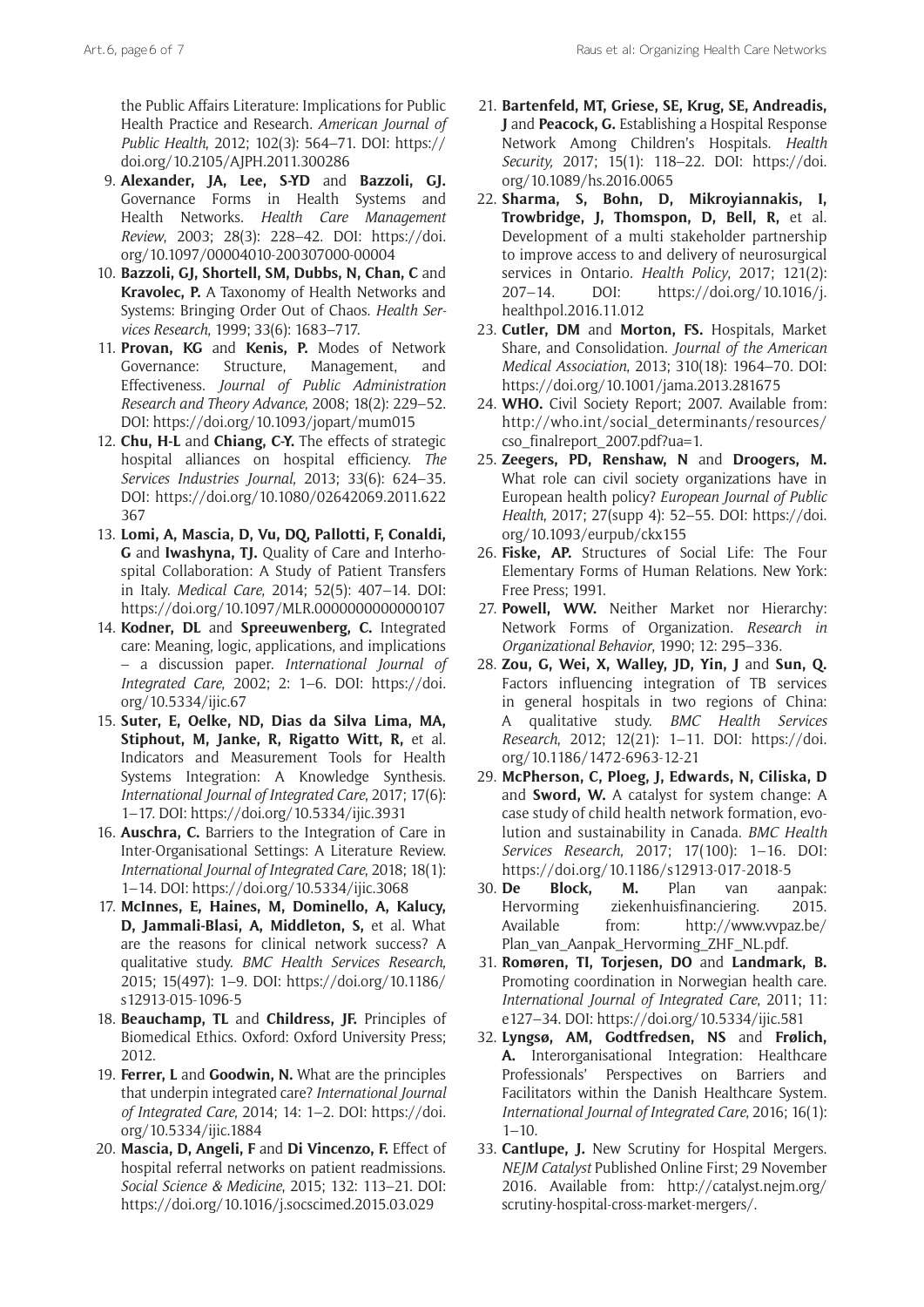the Public Affairs Literature: Implications for Public Health Practice and Research. *American Journal of Public Health*, 2012; 102(3): 564–71. DOI: https://doi.org/10.2105/AJPH.2011.300286

9. **Alexander, JA, Lee, S-YD** and **Bazzoli, GJ.** Governance Forms in Health Systems and Health Networks. *Health Care Management Review*, 2003; 28(3): 228–42. DOI: https://doi.org/10.1097/00004010-200307000-00004
10. **Bazzoli, GJ, Shortell, SM, Dubbs, N, Chan, C** and **Kravolec, P.** A Taxonomy of Health Networks and Systems: Bringing Order Out of Chaos. *Health Services Research*, 1999; 33(6): 1683–717.
11. **Provan, KG** and **Kenis, P.** Modes of Network Governance: Structure, Management, and Effectiveness. *Journal of Public Administration Research and Theory Advance*, 2008; 18(2): 229–52. DOI: https://doi.org/10.1093/jopart/mum015
12. **Chu, H-L** and **Chiang, C-Y.** The effects of strategic hospital alliances on hospital efficiency. *The Services Industries Journal*, 2013; 33(6): 624–35. DOI: https://doi.org/10.1080/02642069.2011.622367
13. **Lomi, A, Mascia, D, Vu, DQ, Pallotti, F, Conaldi, G** and **Iwashyna, TJ.** Quality of Care and Interhospital Collaboration: A Study of Patient Transfers in Italy. *Medical Care*, 2014; 52(5): 407–14. DOI: https://doi.org/10.1097/MLR.0000000000000107
14. **Kodner, DL** and **Spreeuwenberg, C.** Integrated care: Meaning, logic, applications, and implications – a discussion paper. *International Journal of Integrated Care*, 2002; 2: 1–6. DOI: https://doi.org/10.5334/ijic.67
15. **Suter, E, Oelke, ND, Dias da Silva Lima, MA, Stiphout, M, Janke, R, Rigatto Witt, R,** et al. Indicators and Measurement Tools for Health Systems Integration: A Knowledge Synthesis. *International Journal of Integrated Care*, 2017; 17(6): 1–17. DOI: https://doi.org/10.5334/ijic.3931
16. **Auschra, C.** Barriers to the Integration of Care in Inter-Organisational Settings: A Literature Review. *International Journal of Integrated Care*, 2018; 18(1): 1–14. DOI: https://doi.org/10.5334/ijic.3068
17. **McInnes, E, Haines, M, Dominello, A, Kalucy, D, Jammali-Blasi, A, Middleton, S,** et al. What are the reasons for clinical network success? A qualitative study. *BMC Health Services Research*, 2015; 15(497): 1–9. DOI: https://doi.org/10.1186/s12913-015-1096-5
18. **Beauchamp, TL** and **Childress, JF.** Principles of Biomedical Ethics. Oxford: Oxford University Press; 2012.
19. **Ferrer, L** and **Goodwin, N.** What are the principles that underpin integrated care? *International Journal of Integrated Care*, 2014; 14: 1–2. DOI: https://doi.org/10.5334/ijic.1884
20. **Mascia, D, Angeli, F** and **Di Vincenzo, F.** Effect of hospital referral networks on patient readmissions. *Social Science & Medicine*, 2015; 132: 113–21. DOI: https://doi.org/10.1016/j.socscimed.2015.03.029
21. **Bartenfeld, MT, Griese, SE, Krug, SE, Andreadis, J** and **Peacock, G.** Establishing a Hospital Response Network Among Children's Hospitals. *Health Security*, 2017; 15(1): 118–22. DOI: https://doi.org/10.1089/hs.2016.0065
22. **Sharma, S, Bohn, D, Mikroyiannakis, I, Trowbridge, J, Thomspon, D, Bell, R,** et al. Development of a multi stakeholder partnership to improve access to and delivery of neurosurgical services in Ontario. *Health Policy*, 2017; 121(2): 207–14. DOI: https://doi.org/10.1016/j.healthpol.2016.11.012
23. **Cutler, DM** and **Morton, FS.** Hospitals, Market Share, and Consolidation. *Journal of the American Medical Association*, 2013; 310(18): 1964–70. DOI: https://doi.org/10.1001/jama.2013.281675
24. **WHO.** Civil Society Report; 2007. Available from: http://who.int/social_determinants/resources/cso_finalreport_2007.pdf?ua=1.
25. **Zeegers, PD, Renshaw, N** and **Droogers, M.** What role can civil society organizations have in European health policy? *European Journal of Public Health*, 2017; 27(supp 4): 52–55. DOI: https://doi.org/10.1093/eurpub/ckx155
26. **Fiske, AP.** Structures of Social Life: The Four Elementary Forms of Human Relations. New York: Free Press; 1991.
27. **Powell, WW.** Neither Market nor Hierarchy: Network Forms of Organization. *Research in Organizational Behavior*, 1990; 12: 295–336.
28. **Zou, G, Wei, X, Walley, JD, Yin, J** and **Sun, Q.** Factors influencing integration of TB services in general hospitals in two regions of China: A qualitative study. *BMC Health Services Research*, 2012; 12(21): 1–11. DOI: https://doi.org/10.1186/1472-6963-12-21
29. **McPherson, C, Ploeg, J, Edwards, N, Ciliska, D** and **Sword, W.** A catalyst for system change: A case study of child health network formation, evolution and sustainability in Canada. *BMC Health Services Research*, 2017; 17(100): 1–16. DOI: https://doi.org/10.1186/s12913-017-2018-5
30. **De Block, M.** Plan van aanpak: Hervorming ziekenhuisfinanciering. 2015. Available from: http://www.vvpaz.be/Plan_van_Aanpak_Hervorming_ZHF_NL.pdf.
31. **Romøren, TI, Torjesen, DO** and **Landmark, B.** Promoting coordination in Norwegian health care. *International Journal of Integrated Care*, 2011; 11: e127–34. DOI: https://doi.org/10.5334/ijic.581
32. **Lyngsø, AM, Godtfredsen, NS** and **Frølich, A.** Interorganisational Integration: Healthcare Professionals' Perspectives on Barriers and Facilitators within the Danish Healthcare System. *International Journal of Integrated Care*, 2016; 16(1): 1–10.
33. **Cantlupe, J.** New Scrutiny for Hospital Mergers. *NEJM Catalyst* Published Online First; 29 November 2016. Available from: http://catalyst.nejm.org/scrutiny-hospital-cross-market-mergers/.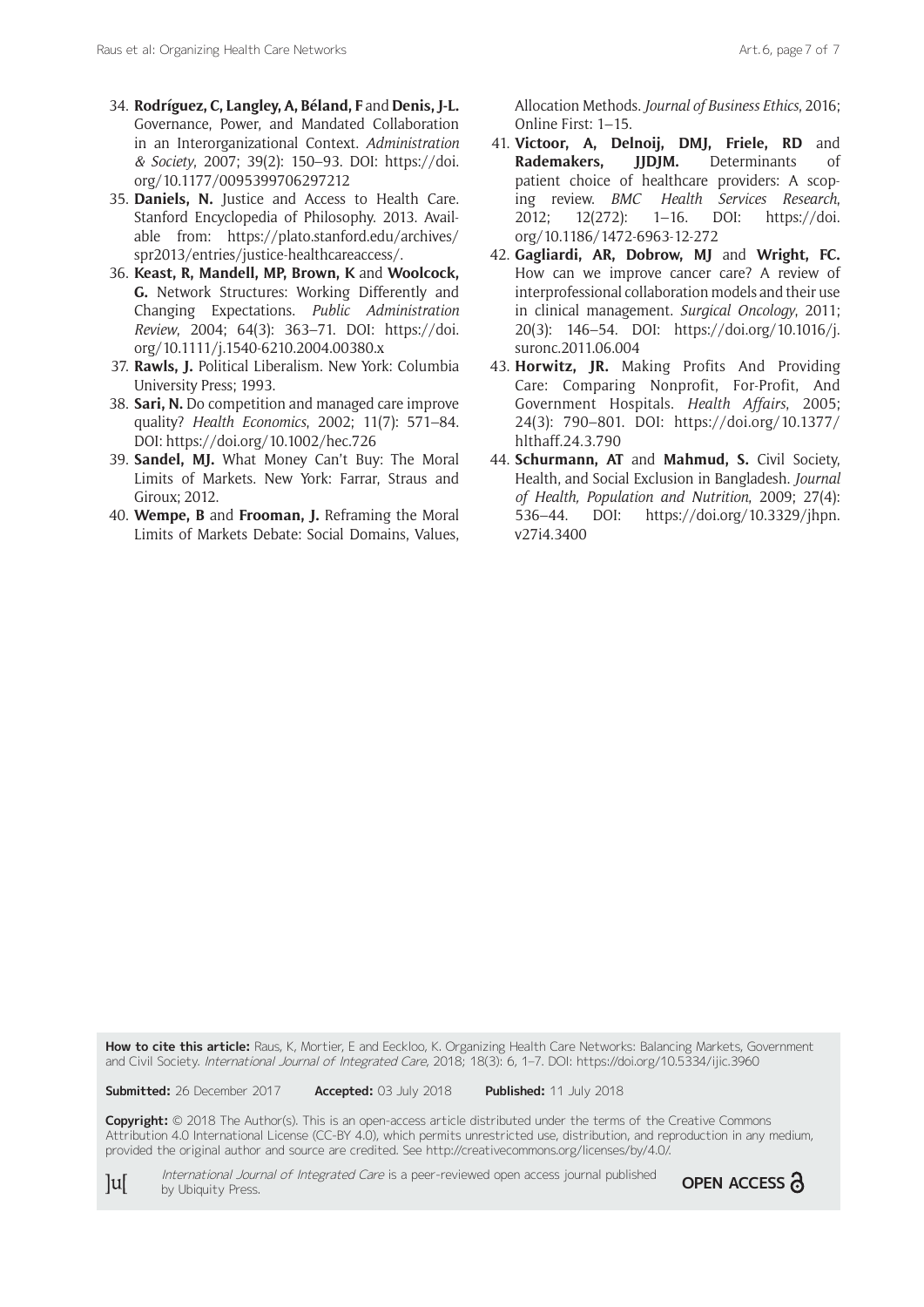34. **Rodríguez, C, Langley, A, Béland, F** and **Denis, J-L.** Governance, Power, and Mandated Collaboration in an Interorganizational Context. *Administration & Society*, 2007; 39(2): 150–93. DOI: https://doi.org/10.1177/0095399706297212
35. **Daniels, N.** Justice and Access to Health Care. Stanford Encyclopedia of Philosophy. 2013. Available from: https://plato.stanford.edu/archives/spr2013/entries/justice-healthcareaccess/.
36. **Keast, R, Mandell, MP, Brown, K** and **Woolcock, G.** Network Structures: Working Differently and Changing Expectations. *Public Administration Review*, 2004; 64(3): 363–71. DOI: https://doi.org/10.1111/j.1540-6210.2004.00380.x
37. **Rawls, J.** Political Liberalism. New York: Columbia University Press; 1993.
38. **Sari, N.** Do competition and managed care improve quality? *Health Economics*, 2002; 11(7): 571–84. DOI: https://doi.org/10.1002/hec.726
39. **Sandel, MJ.** What Money Can't Buy: The Moral Limits of Markets. New York: Farrar, Straus and Giroux; 2012.
40. **Wempe, B** and **Frooman, J.** Reframing the Moral Limits of Markets Debate: Social Domains, Values, Allocation Methods. *Journal of Business Ethics*, 2016; Online First: 1–15.
41. **Victoor, A, Delnoij, DMJ, Friele, RD** and **Rademakers, JJDJM.** Determinants of patient choice of healthcare providers: A scoping review. *BMC Health Services Research*, 2012; 12(272): 1–16. DOI: https://doi.org/10.1186/1472-6963-12-272
42. **Gagliardi, AR, Dobrow, MJ** and **Wright, FC.** How can we improve cancer care? A review of interprofessional collaboration models and their use in clinical management. *Surgical Oncology*, 2011; 20(3): 146–54. DOI: https://doi.org/10.1016/j.suronc.2011.06.004
43. **Horwitz, JR.** Making Profits And Providing Care: Comparing Nonprofit, For-Profit, And Government Hospitals. *Health Affairs*, 2005; 24(3): 790–801. DOI: https://doi.org/10.1377/hlthaff.24.3.790
44. **Schurmann, AT** and **Mahmud, S.** Civil Society, Health, and Social Exclusion in Bangladesh. *Journal of Health, Population and Nutrition*, 2009; 27(4): 536–44. DOI: https://doi.org/10.3329/jhpn.v27i4.3400

**How to cite this article:** Raus, K, Mortier, E and Eeckloo, K. Organizing Health Care Networks: Balancing Markets, Government and Civil Society. *International Journal of Integrated Care*, 2018; 18(3): 6, 1–7. DOI: https://doi.org/10.5334/ijic.3960

**Submitted:** 26 December 2017 **Accepted:** 03 July 2018 **Published:** 11 July 2018

**Copyright:** © 2018 The Author(s). This is an open-access article distributed under the terms of the Creative Commons Attribution 4.0 International License (CC-BY 4.0), which permits unrestricted use, distribution, and reproduction in any medium, provided the original author and source are credited. See http://creativecommons.org/licenses/by/4.0/.

*International Journal of Integrated Care* is a peer-reviewed open access journal published by Ubiquity Press.

OPEN ACCESS